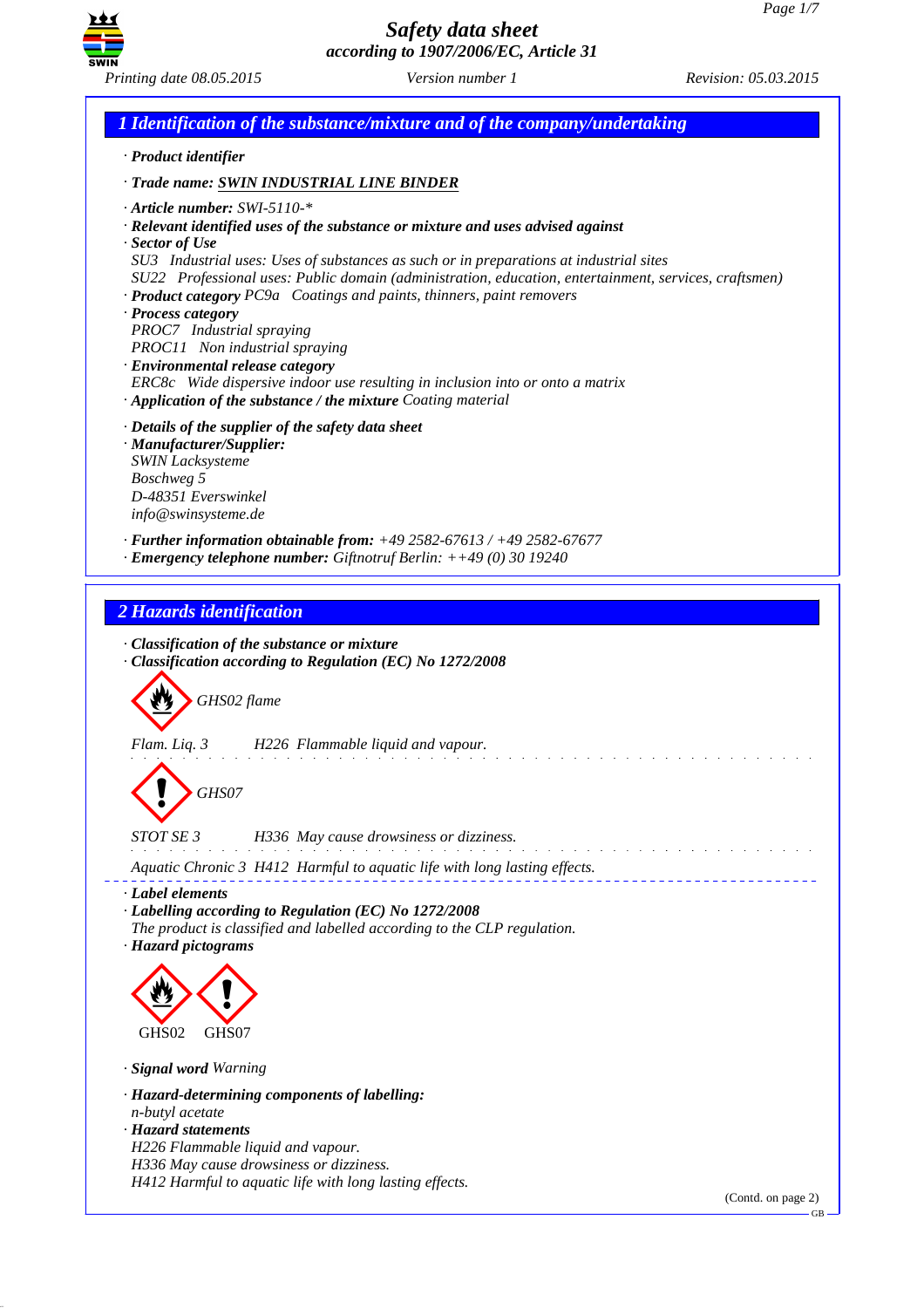# Safety data sheet

*according to 1907/2006/EC, Article 31*

*Printing date 08.05.2015* *Version number 1* *Revision: 05.03.2015*

## 1 Identification of the substance/mixture and of the company/undertaking

· ***Product identifier***

· ***Trade name: SWIN INDUSTRIAL LINE BINDER***

· ***Article number:*** *SWI-5110-**

· ***Relevant identified uses of the substance or mixture and uses advised against***

· ***Sector of Use***

*SU3 Industrial uses: Uses of substances as such or in preparations at industrial sites*

*SU22 Professional uses: Public domain (administration, education, entertainment, services, craftsmen)*

· ***Product category*** *PC9a Coatings and paints, thinners, paint removers*

· ***Process category***

*PROC7 Industrial spraying*

*PROC11 Non industrial spraying*

· ***Environmental release category***

*ERC8c Wide dispersive indoor use resulting in inclusion into or onto a matrix*

· ***Application of the substance / the mixture*** *Coating material*

· ***Details of the supplier of the safety data sheet***

· ***Manufacturer/Supplier:***

*SWIN Lacksysteme*

*Boschweg 5*

*D-48351 Everswinkel*

*info@swinsysteme.de*

· ***Further information obtainable from:*** *+49 2582-67613 / +49 2582-67677*

· ***Emergency telephone number:*** *Giftnotruf Berlin: ++49 (0) 30 19240*

## 2 Hazards identification

· ***Classification of the substance or mixture***

· ***Classification according to Regulation (EC) No 1272/2008***

*GHS02 flame*

*Flam. Liq. 3 H226 Flammable liquid and vapour.*

*GHS07*

*STOT SE 3 H336 May cause drowsiness or dizziness.*

*Aquatic Chronic 3 H412 Harmful to aquatic life with long lasting effects.*

· ***Label elements***

· ***Labelling according to Regulation (EC) No 1272/2008***

*The product is classified and labelled according to the CLP regulation.*

· ***Hazard pictograms***

GHS02 GHS07

· ***Signal word*** *Warning*

· ***Hazard-determining components of labelling:***

*n-butyl acetate*

· ***Hazard statements***

*H226 Flammable liquid and vapour.*

*H336 May cause drowsiness or dizziness.*

*H412 Harmful to aquatic life with long lasting effects.*

(Contd. on page 2)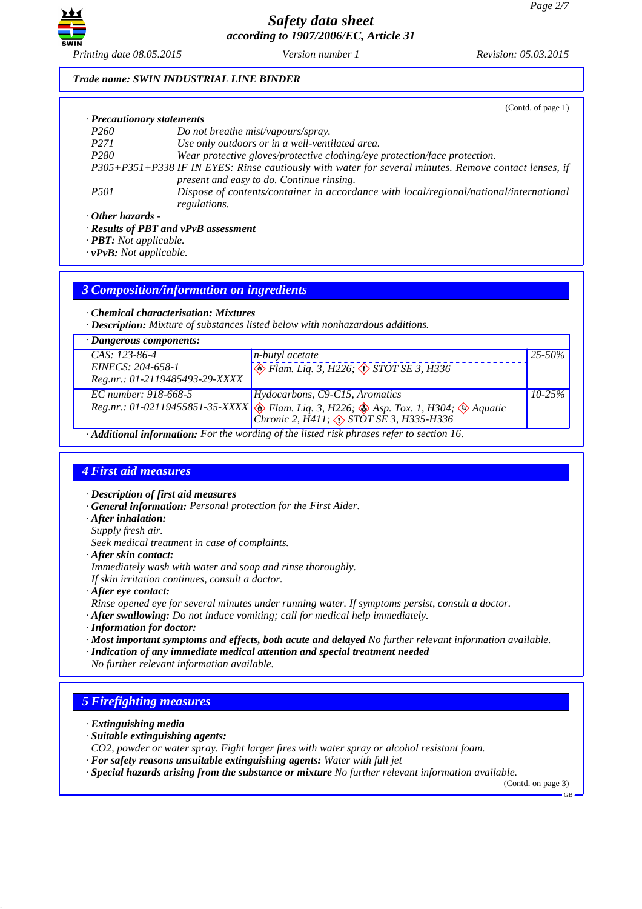**Trade name: SWIN INDUSTRIAL LINE BINDER**

(Contd. of page 1)

· **Precautionary statements**

| | |
|---|---|
| P260 | Do not breathe mist/vapours/spray. |
| P271 | Use only outdoors or in a well-ventilated area. |
| P280 | Wear protective gloves/protective clothing/eye protection/face protection. |
| P305+P351+P338 | IF IN EYES: Rinse cautiously with water for several minutes. Remove contact lenses, if present and easy to do. Continue rinsing. |
| P501 | Dispose of contents/container in accordance with local/regional/national/international regulations. |

· **Other hazards** -

· **Results of PBT and vPvB assessment**

· **PBT:** Not applicable.

· **vPvB:** Not applicable.

## 3 Composition/information on ingredients

· **Chemical characterisation: Mixtures**

· **Description:** Mixture of substances listed below with nonhazardous additions.

· **Dangerous components:**

| Identifiers | Name / Classification | Concentration |
|---|---|---|
| CAS: 123-86-4<br>EINECS: 204-658-1<br>Reg.nr.: 01-2119485493-29-XXXX | n-butyl acetate<br>Flam. Liq. 3, H226; STOT SE 3, H336 | 25-50% |
| EC number: 918-668-5<br>Reg.nr.: 01-02119455851-35-XXXX | Hydocarbons, C9-C15, Aromatics<br>Flam. Liq. 3, H226; Asp. Tox. 1, H304; Aquatic Chronic 2, H411; STOT SE 3, H335-H336 | 10-25% |

· **Additional information:** For the wording of the listed risk phrases refer to section 16.

## 4 First aid measures

· **Description of first aid measures**

· **General information:** Personal protection for the First Aider.

· **After inhalation:**

Supply fresh air.

Seek medical treatment in case of complaints.

· **After skin contact:**

Immediately wash with water and soap and rinse thoroughly.

If skin irritation continues, consult a doctor.

· **After eye contact:**

Rinse opened eye for several minutes under running water. If symptoms persist, consult a doctor.

· **After swallowing:** Do not induce vomiting; call for medical help immediately.

· **Information for doctor:**

· **Most important symptoms and effects, both acute and delayed** No further relevant information available.

· **Indication of any immediate medical attention and special treatment needed**

No further relevant information available.

## 5 Firefighting measures

· **Extinguishing media**

· **Suitable extinguishing agents:**

$CO_2$, powder or water spray. Fight larger fires with water spray or alcohol resistant foam.

· **For safety reasons unsuitable extinguishing agents:** Water with full jet

· **Special hazards arising from the substance or mixture** No further relevant information available.

(Contd. on page 3)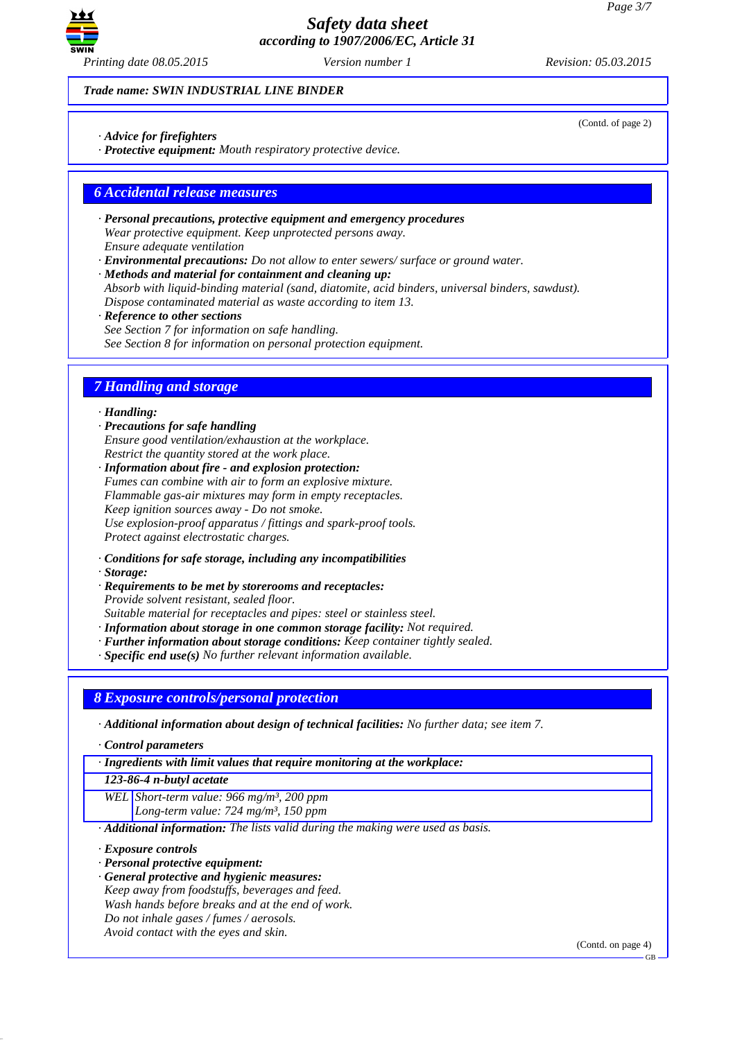**Trade name: SWIN INDUSTRIAL LINE BINDER**

(Contd. of page 2)

· **Advice for firefighters**
· **Protective equipment:** Mouth respiratory protective device.

## 6 Accidental release measures

· **Personal precautions, protective equipment and emergency procedures**
Wear protective equipment. Keep unprotected persons away.
Ensure adequate ventilation
· **Environmental precautions:** Do not allow to enter sewers/ surface or ground water.
· **Methods and material for containment and cleaning up:**
Absorb with liquid-binding material (sand, diatomite, acid binders, universal binders, sawdust).
Dispose contaminated material as waste according to item 13.
· **Reference to other sections**
See Section 7 for information on safe handling.
See Section 8 for information on personal protection equipment.

## 7 Handling and storage

· **Handling:**
· **Precautions for safe handling**
Ensure good ventilation/exhaustion at the workplace.
Restrict the quantity stored at the work place.
· **Information about fire - and explosion protection:**
Fumes can combine with air to form an explosive mixture.
Flammable gas-air mixtures may form in empty receptacles.
Keep ignition sources away - Do not smoke.
Use explosion-proof apparatus / fittings and spark-proof tools.
Protect against electrostatic charges.

· **Conditions for safe storage, including any incompatibilities**
· **Storage:**
· **Requirements to be met by storerooms and receptacles:**
Provide solvent resistant, sealed floor.
Suitable material for receptacles and pipes: steel or stainless steel.
· **Information about storage in one common storage facility:** Not required.
· **Further information about storage conditions:** Keep container tightly sealed.
· **Specific end use(s)** No further relevant information available.

## 8 Exposure controls/personal protection

· **Additional information about design of technical facilities:** No further data; see item 7.

· **Control parameters**

| · **Ingredients with limit values that require monitoring at the workplace:** | |
|---|---|
| **123-86-4 n-butyl acetate** | |
| WEL | Short-term value: 966 mg/m³, 200 ppm<br>Long-term value: 724 mg/m³, 150 ppm |

· **Additional information:** The lists valid during the making were used as basis.

· **Exposure controls**
· **Personal protective equipment:**
· **General protective and hygienic measures:**
Keep away from foodstuffs, beverages and feed.
Wash hands before breaks and at the end of work.
Do not inhale gases / fumes / aerosols.
Avoid contact with the eyes and skin.

(Contd. on page 4)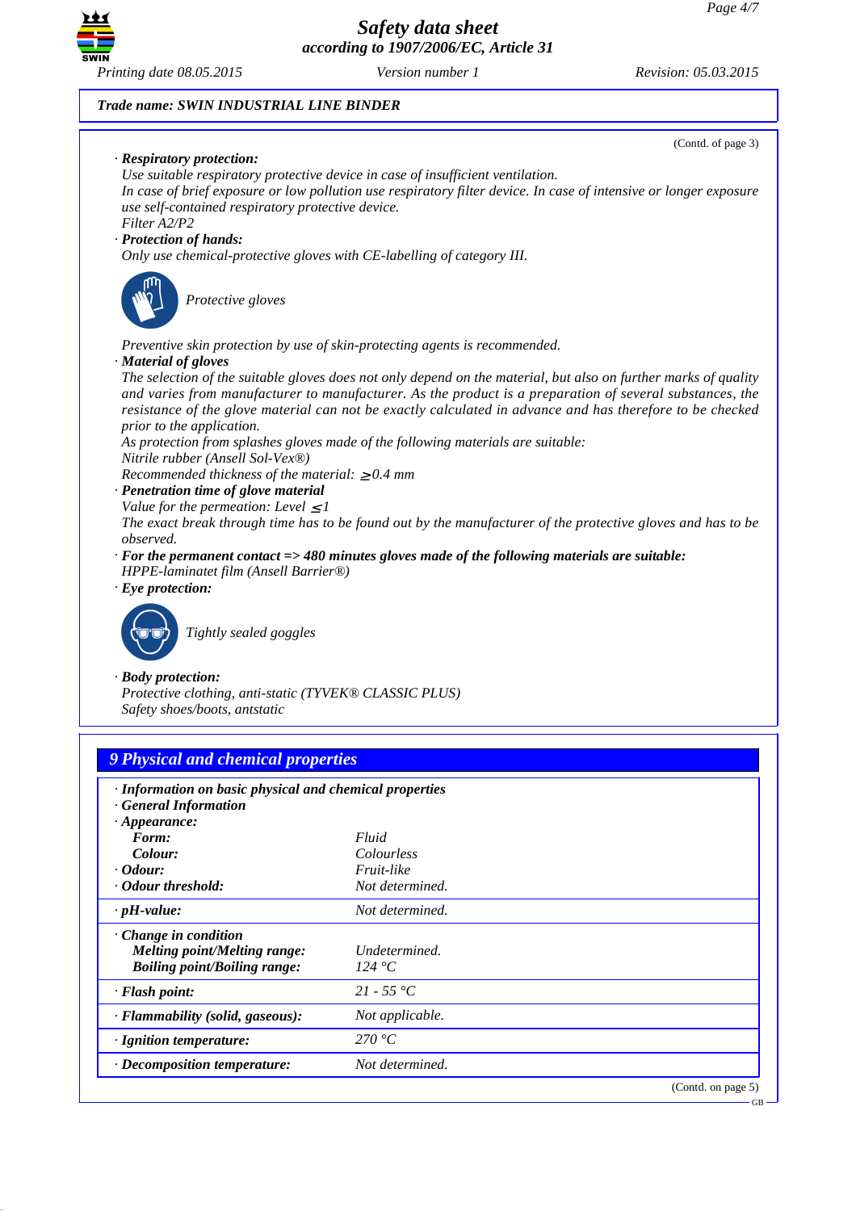*Trade name: SWIN INDUSTRIAL LINE BINDER*

(Contd. of page 3)

· **Respiratory protection:**
Use suitable respiratory protective device in case of insufficient ventilation.
In case of brief exposure or low pollution use respiratory filter device. In case of intensive or longer exposure use self-contained respiratory protective device.
Filter A2/P2

· **Protection of hands:**
Only use chemical-protective gloves with CE-labelling of category III.

Protective gloves

Preventive skin protection by use of skin-protecting agents is recommended.

· **Material of gloves**
The selection of the suitable gloves does not only depend on the material, but also on further marks of quality and varies from manufacturer to manufacturer. As the product is a preparation of several substances, the resistance of the glove material can not be exactly calculated in advance and has therefore to be checked prior to the application.
As protection from splashes gloves made of the following materials are suitable:
Nitrile rubber (Ansell Sol-Vex®)
Recommended thickness of the material: ≥0.4 mm

· **Penetration time of glove material**
Value for the permeation: Level ≤1
The exact break through time has to be found out by the manufacturer of the protective gloves and has to be observed.

· **For the permanent contact => 480 minutes gloves made of the following materials are suitable:**
HPPE-laminatet film (Ansell Barrier®)

· **Eye protection:**

Tightly sealed goggles

· **Body protection:**
Protective clothing, anti-static (TYVEK® CLASSIC PLUS)
Safety shoes/boots, antstatic

## 9 Physical and chemical properties

· **Information on basic physical and chemical properties**
· **General Information**
· **Appearance:**

| | |
|---|---|
| **Form:** | Fluid |
| **Colour:** | Colourless |
| · **Odour:** | Fruit-like |
| · **Odour threshold:** | Not determined. |
| · **pH-value:** | Not determined. |
| · **Change in condition** | |
| **Melting point/Melting range:** | Undetermined. |
| **Boiling point/Boiling range:** | 124 °C |
| · **Flash point:** | 21 - 55 °C |
| · **Flammability (solid, gaseous):** | Not applicable. |
| · **Ignition temperature:** | 270 °C |
| · **Decomposition temperature:** | Not determined. |

(Contd. on page 5)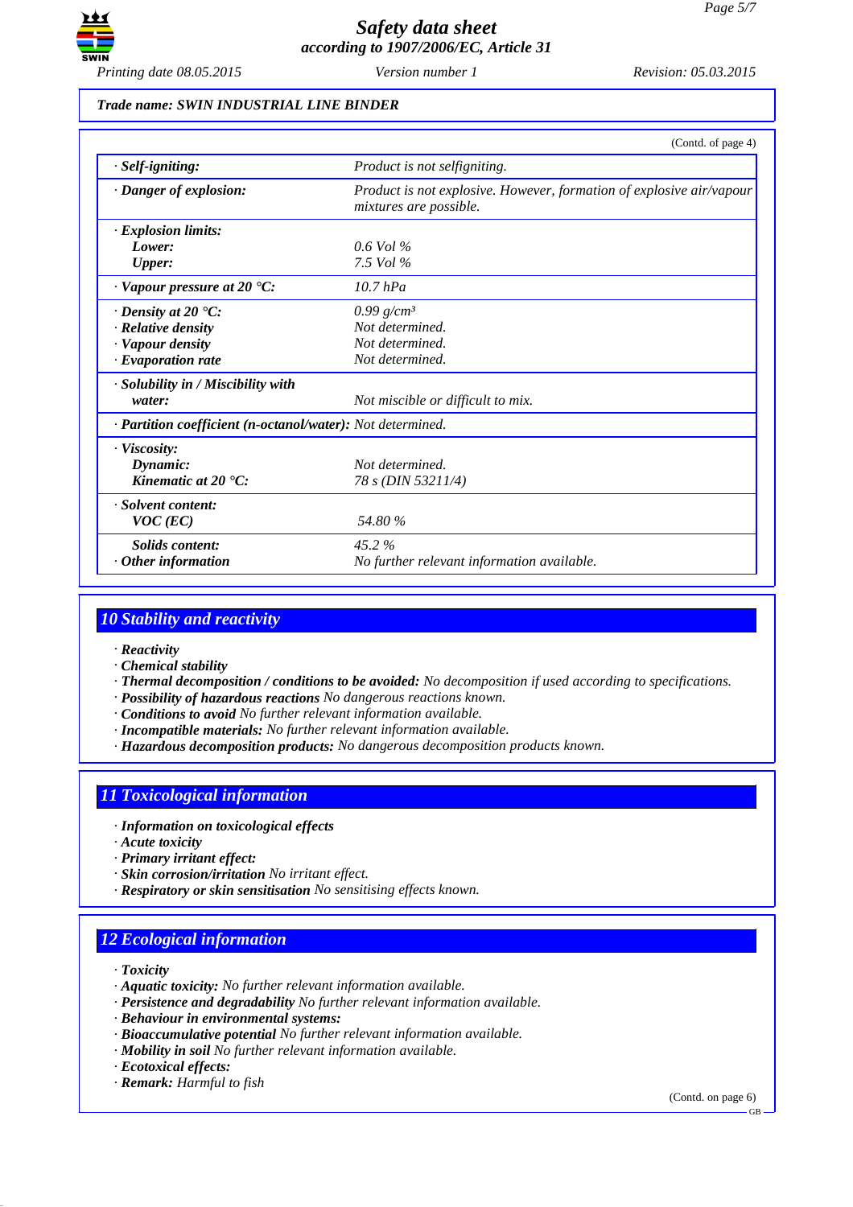**Trade name: SWIN INDUSTRIAL LINE BINDER**

(Contd. of page 4)

| | |
|---|---|
| · **Self-igniting:** | Product is not selfigniting. |
| · **Danger of explosion:** | Product is not explosive. However, formation of explosive air/vapour mixtures are possible. |
| · **Explosion limits:** | |
| **Lower:** | 0.6 Vol % |
| **Upper:** | 7.5 Vol % |
| · **Vapour pressure at 20 °C:** | 10.7 hPa |
| · **Density at 20 °C:** | 0.99 g/cm³ |
| · **Relative density** | Not determined. |
| · **Vapour density** | Not determined. |
| · **Evaporation rate** | Not determined. |
| · **Solubility in / Miscibility with water:** | Not miscible or difficult to mix. |
| · **Partition coefficient (n-octanol/water):** | Not determined. |
| · **Viscosity:** | |
| **Dynamic:** | Not determined. |
| **Kinematic at 20 °C:** | 78 s (DIN 53211/4) |
| · **Solvent content:** | |
| **VOC (EC)** | 54.80 % |
| **Solids content:** | 45.2 % |
| · **Other information** | No further relevant information available. |

## 10 Stability and reactivity

· **Reactivity**
· **Chemical stability**
· **Thermal decomposition / conditions to be avoided:** No decomposition if used according to specifications.
· **Possibility of hazardous reactions** No dangerous reactions known.
· **Conditions to avoid** No further relevant information available.
· **Incompatible materials:** No further relevant information available.
· **Hazardous decomposition products:** No dangerous decomposition products known.

## 11 Toxicological information

· **Information on toxicological effects**
· **Acute toxicity**
· **Primary irritant effect:**
· **Skin corrosion/irritation** No irritant effect.
· **Respiratory or skin sensitisation** No sensitising effects known.

## 12 Ecological information

· **Toxicity**
· **Aquatic toxicity:** No further relevant information available.
· **Persistence and degradability** No further relevant information available.
· **Behaviour in environmental systems:**
· **Bioaccumulative potential** No further relevant information available.
· **Mobility in soil** No further relevant information available.
· **Ecotoxical effects:**
· **Remark:** Harmful to fish

(Contd. on page 6)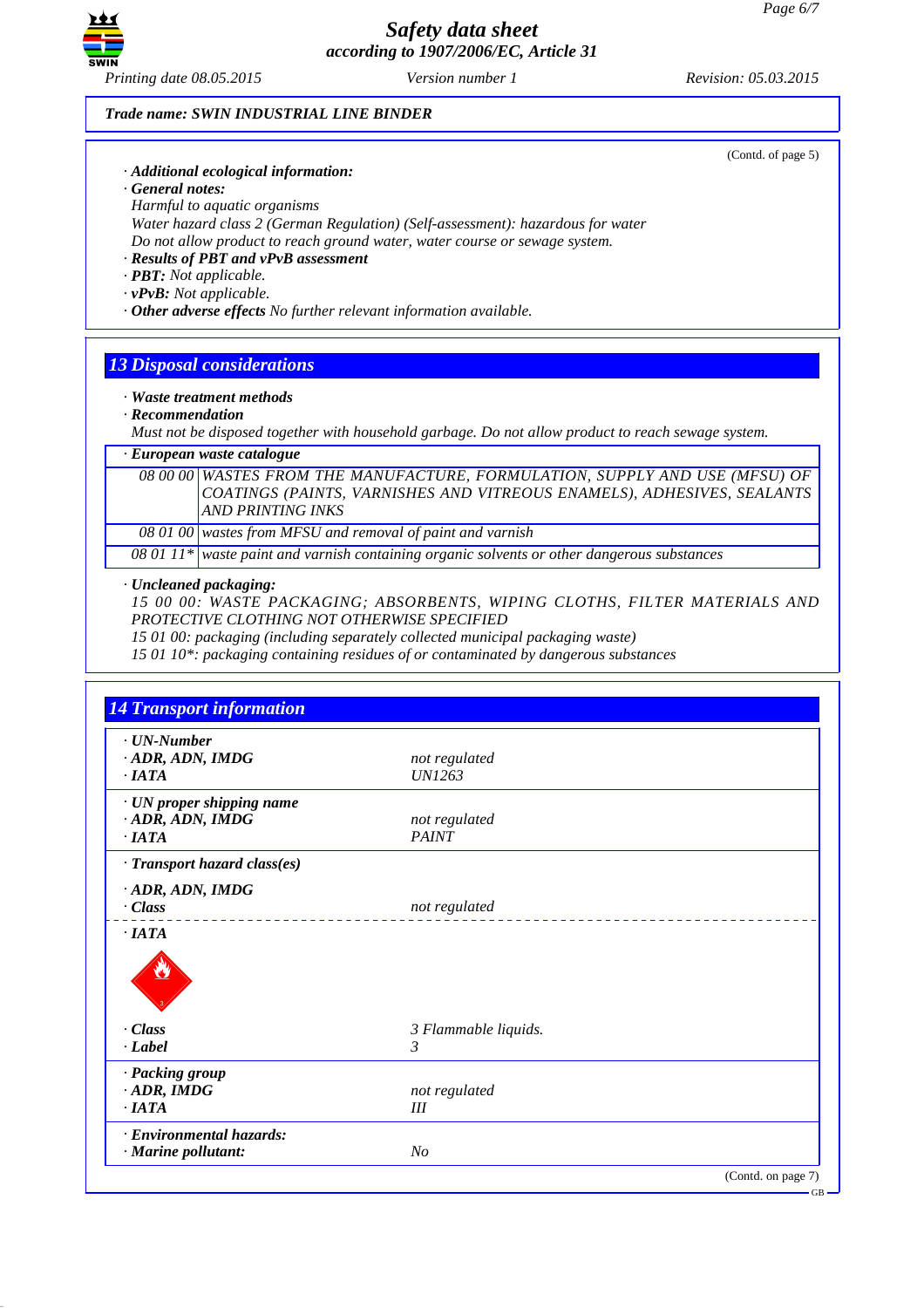Trade name: SWIN INDUSTRIAL LINE BINDER

(Contd. of page 5)

· **Additional ecological information:**
· **General notes:**
Harmful to aquatic organisms
Water hazard class 2 (German Regulation) (Self-assessment): hazardous for water
Do not allow product to reach ground water, water course or sewage system.
· **Results of PBT and vPvB assessment**
· **PBT:** Not applicable.
· **vPvB:** Not applicable.
· **Other adverse effects** No further relevant information available.

## 13 Disposal considerations

· **Waste treatment methods**
· **Recommendation**
Must not be disposed together with household garbage. Do not allow product to reach sewage system.

| · European waste catalogue | |
|---|---|
| 08 00 00 | WASTES FROM THE MANUFACTURE, FORMULATION, SUPPLY AND USE (MFSU) OF COATINGS (PAINTS, VARNISHES AND VITREOUS ENAMELS), ADHESIVES, SEALANTS AND PRINTING INKS |
| 08 01 00 | wastes from MFSU and removal of paint and varnish |
| 08 01 11* | waste paint and varnish containing organic solvents or other dangerous substances |

· **Uncleaned packaging:**
15 00 00: WASTE PACKAGING; ABSORBENTS, WIPING CLOTHS, FILTER MATERIALS AND PROTECTIVE CLOTHING NOT OTHERWISE SPECIFIED
15 01 00: packaging (including separately collected municipal packaging waste)
15 01 10*: packaging containing residues of or contaminated by dangerous substances

## 14 Transport information

| | |
|---|---|
| · **UN-Number** | |
| · **ADR, ADN, IMDG** | not regulated |
| · **IATA** | UN1263 |
| · **UN proper shipping name** | |
| · **ADR, ADN, IMDG** | not regulated |
| · **IATA** | PAINT |
| · **Transport hazard class(es)** | |
| · **ADR, ADN, IMDG** | |
| · **Class** | not regulated |
| · **IATA** | |
| · **Class** | 3 Flammable liquids. |
| · **Label** | 3 |
| · **Packing group** | |
| · **ADR, IMDG** | not regulated |
| · **IATA** | III |
| · **Environmental hazards:** | |
| · **Marine pollutant:** | No |

(Contd. on page 7)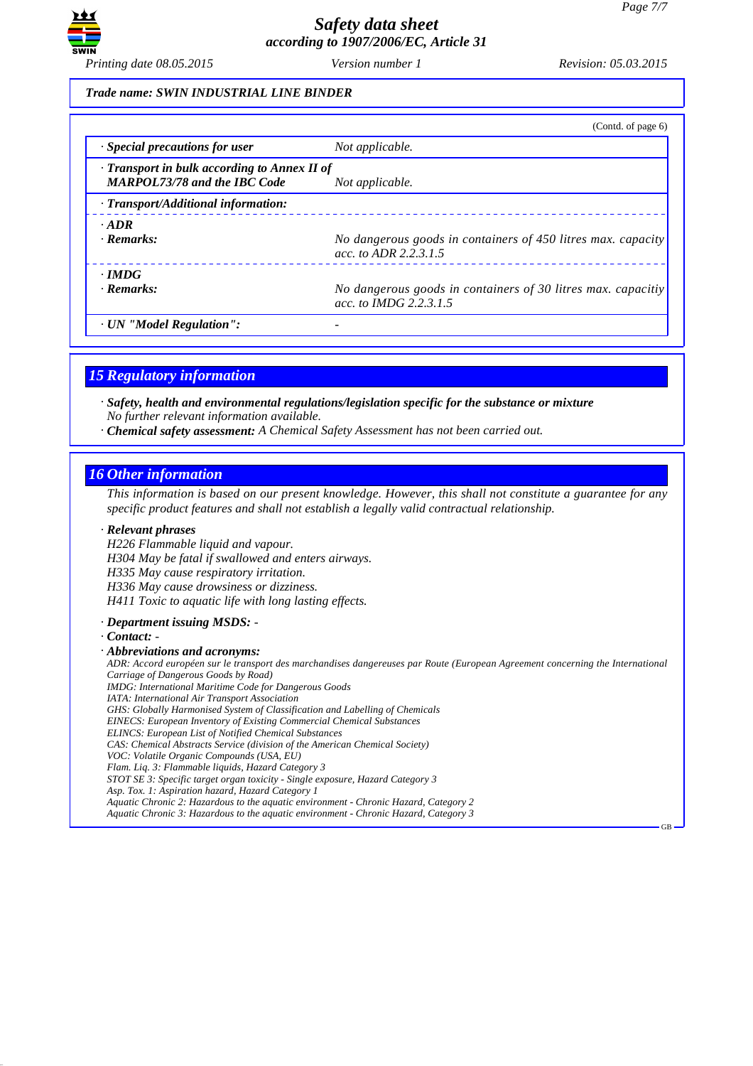**Trade name: SWIN INDUSTRIAL LINE BINDER**

(Contd. of page 6)

| | |
|---|---|
| · *Special precautions for user* | *Not applicable.* |
| · *Transport in bulk according to Annex II of MARPOL73/78 and the IBC Code* | *Not applicable.* |
| · *Transport/Additional information:* | |
| · *ADR* | |
| · *Remarks:* | *No dangerous goods in containers of 450 litres max. capacity acc. to ADR 2.2.3.1.5* |
| · *IMDG* | |
| · *Remarks:* | *No dangerous goods in containers of 30 litres max. capacitiy acc. to IMDG 2.2.3.1.5* |
| · *UN "Model Regulation":* | - |

## 15 Regulatory information

· ***Safety, health and environmental regulations/legislation specific for the substance or mixture***
*No further relevant information available.*
· ***Chemical safety assessment:*** *A Chemical Safety Assessment has not been carried out.*

## 16 Other information

*This information is based on our present knowledge. However, this shall not constitute a guarantee for any specific product features and shall not establish a legally valid contractual relationship.*

· ***Relevant phrases***
*H226 Flammable liquid and vapour.*
*H304 May be fatal if swallowed and enters airways.*
*H335 May cause respiratory irritation.*
*H336 May cause drowsiness or dizziness.*
*H411 Toxic to aquatic life with long lasting effects.*

· ***Department issuing MSDS:*** -
· ***Contact:*** -
· ***Abbreviations and acronyms:***
*ADR: Accord européen sur le transport des marchandises dangereuses par Route (European Agreement concerning the International Carriage of Dangerous Goods by Road)*
*IMDG: International Maritime Code for Dangerous Goods*
*IATA: International Air Transport Association*
*GHS: Globally Harmonised System of Classification and Labelling of Chemicals*
*EINECS: European Inventory of Existing Commercial Chemical Substances*
*ELINCS: European List of Notified Chemical Substances*
*CAS: Chemical Abstracts Service (division of the American Chemical Society)*
*VOC: Volatile Organic Compounds (USA, EU)*
*Flam. Liq. 3: Flammable liquids, Hazard Category 3*
*STOT SE 3: Specific target organ toxicity - Single exposure, Hazard Category 3*
*Asp. Tox. 1: Aspiration hazard, Hazard Category 1*
*Aquatic Chronic 2: Hazardous to the aquatic environment - Chronic Hazard, Category 2*
*Aquatic Chronic 3: Hazardous to the aquatic environment - Chronic Hazard, Category 3*